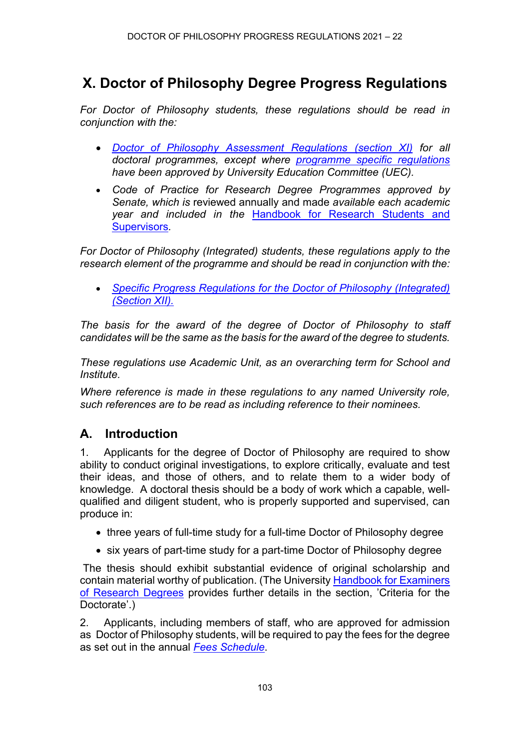# X. Doctor of Philosophy Degree Progress Regulations

*For Doctor of Philosophy students, these regulations should be read in conjunction with the:*

- *Doctor of Philosophy Assessment Regulations (section XI) for all doctoral programmes, except where programme specific regulations have been approved by University Education Committee (UEC).*
- *Code of Practice for Research Degree Programmes approved by Senate, which is* reviewed annually and made *available each academic year and included in the* Handbook for Research Students and Supervisors*.*

*For Doctor of Philosophy (Integrated) students, these regulations apply to the research element of the programme and should be read in conjunction with the:*

- *Specific Progress Regulations for the Doctor of Philosophy (Integrated) (Section XII).*

*The basis for the award of the degree of Doctor of Philosophy to staff candidates will be the same as the basis for the award of the degree to students.*

*These regulations use Academic Unit, as an overarching term for School and Institute.*

*Where reference is made in these regulations to any named University role, such references are to be read as including reference to their nominees.*

## A. Introduction

1. Applicants for the degree of Doctor of Philosophy are required to show ability to conduct original investigations, to explore critically, evaluate and test their ideas, and those of others, and to relate them to a wider body of knowledge. A doctoral thesis should be a body of work which a capable, well-qualified and diligent student, who is properly supported and supervised, can produce in:

   - three years of full-time study for a full-time Doctor of Philosophy degree
   - six years of part-time study for a part-time Doctor of Philosophy degree

   The thesis should exhibit substantial evidence of original scholarship and contain material worthy of publication. (The University Handbook for Examiners of Research Degrees provides further details in the section, 'Criteria for the Doctorate'.)

2. Applicants, including members of staff, who are approved for admission as Doctor of Philosophy students, will be required to pay the fees for the degree as set out in the annual *Fees Schedule*.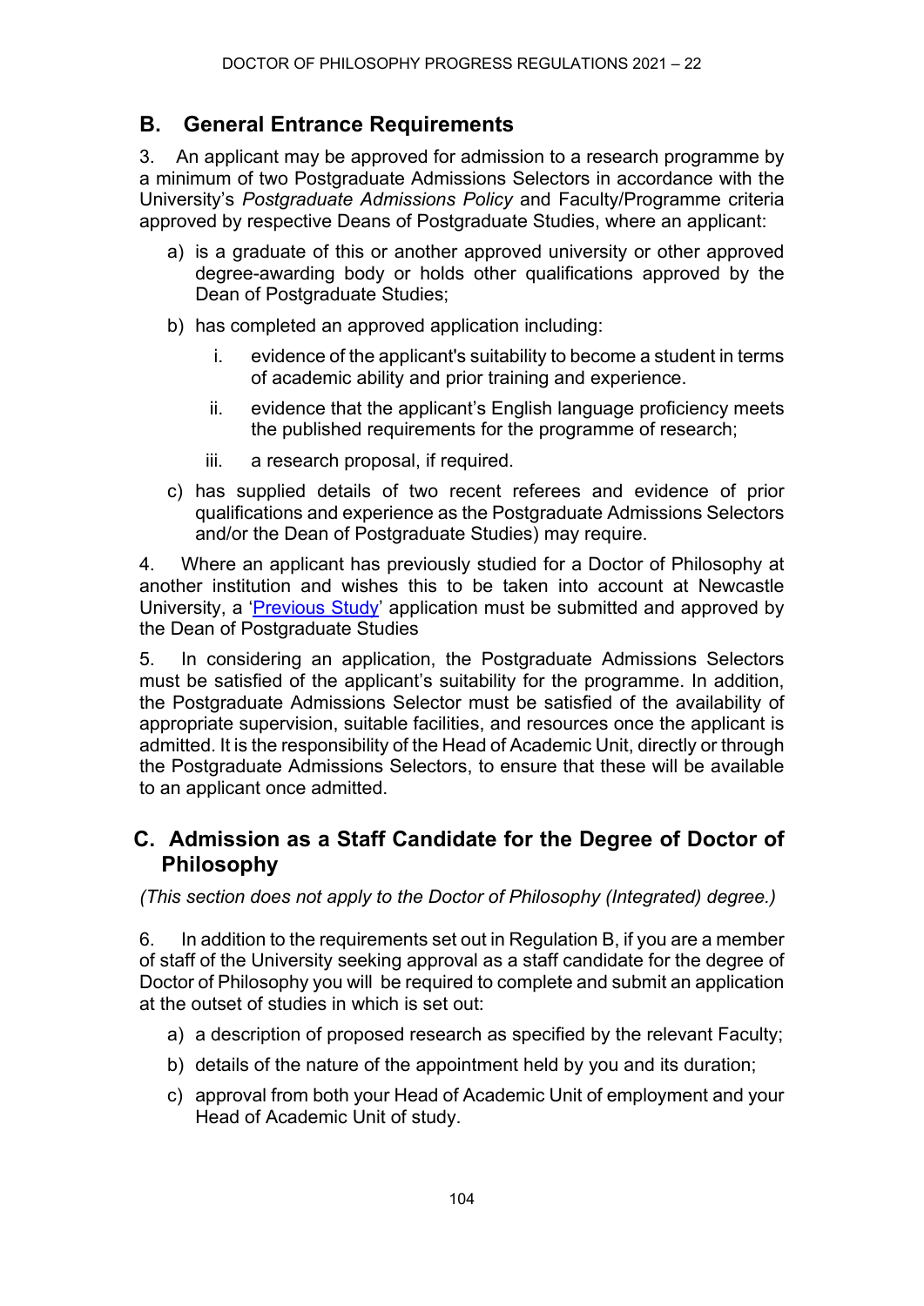## B. General Entrance Requirements

3. An applicant may be approved for admission to a research programme by a minimum of two Postgraduate Admissions Selectors in accordance with the University's *Postgraduate Admissions Policy* and Faculty/Programme criteria approved by respective Deans of Postgraduate Studies, where an applicant:

a) is a graduate of this or another approved university or other approved degree-awarding body or holds other qualifications approved by the Dean of Postgraduate Studies;

b) has completed an approved application including:

   i. evidence of the applicant's suitability to become a student in terms of academic ability and prior training and experience.

   ii. evidence that the applicant's English language proficiency meets the published requirements for the programme of research;

   iii. a research proposal, if required.

c) has supplied details of two recent referees and evidence of prior qualifications and experience as the Postgraduate Admissions Selectors and/or the Dean of Postgraduate Studies) may require.

4. Where an applicant has previously studied for a Doctor of Philosophy at another institution and wishes this to be taken into account at Newcastle University, a 'Previous Study' application must be submitted and approved by the Dean of Postgraduate Studies

5. In considering an application, the Postgraduate Admissions Selectors must be satisfied of the applicant's suitability for the programme. In addition, the Postgraduate Admissions Selector must be satisfied of the availability of appropriate supervision, suitable facilities, and resources once the applicant is admitted. It is the responsibility of the Head of Academic Unit, directly or through the Postgraduate Admissions Selectors, to ensure that these will be available to an applicant once admitted.

## C. Admission as a Staff Candidate for the Degree of Doctor of Philosophy

*(This section does not apply to the Doctor of Philosophy (Integrated) degree.)*

6. In addition to the requirements set out in Regulation B, if you are a member of staff of the University seeking approval as a staff candidate for the degree of Doctor of Philosophy you will be required to complete and submit an application at the outset of studies in which is set out:

a) a description of proposed research as specified by the relevant Faculty;

b) details of the nature of the appointment held by you and its duration;

c) approval from both your Head of Academic Unit of employment and your Head of Academic Unit of study.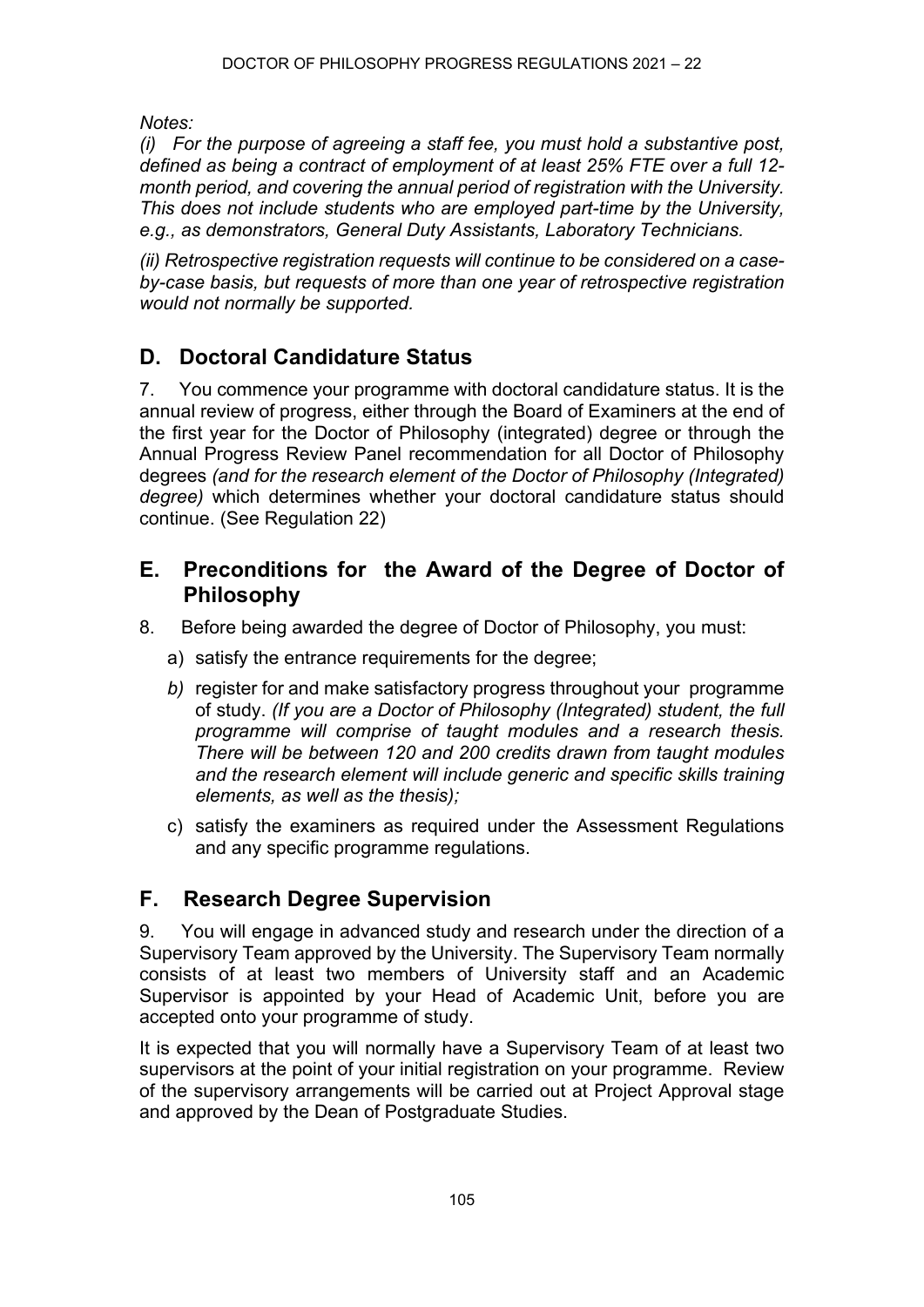*Notes:*

*(i) For the purpose of agreeing a staff fee, you must hold a substantive post, defined as being a contract of employment of at least 25% FTE over a full 12-month period, and covering the annual period of registration with the University. This does not include students who are employed part-time by the University, e.g., as demonstrators, General Duty Assistants, Laboratory Technicians.*

*(ii) Retrospective registration requests will continue to be considered on a case-by-case basis, but requests of more than one year of retrospective registration would not normally be supported.*

## D. Doctoral Candidature Status

7. You commence your programme with doctoral candidature status. It is the annual review of progress, either through the Board of Examiners at the end of the first year for the Doctor of Philosophy (integrated) degree or through the Annual Progress Review Panel recommendation for all Doctor of Philosophy degrees *(and for the research element of the Doctor of Philosophy (Integrated) degree)* which determines whether your doctoral candidature status should continue. (See Regulation 22)

## E. Preconditions for the Award of the Degree of Doctor of Philosophy

8. Before being awarded the degree of Doctor of Philosophy, you must:

   a) satisfy the entrance requirements for the degree;

   *b)* register for and make satisfactory progress throughout your programme of study. *(If you are a Doctor of Philosophy (Integrated) student, the full programme will comprise of taught modules and a research thesis. There will be between 120 and 200 credits drawn from taught modules and the research element will include generic and specific skills training elements, as well as the thesis);*

   c) satisfy the examiners as required under the Assessment Regulations and any specific programme regulations.

## F. Research Degree Supervision

9. You will engage in advanced study and research under the direction of a Supervisory Team approved by the University. The Supervisory Team normally consists of at least two members of University staff and an Academic Supervisor is appointed by your Head of Academic Unit, before you are accepted onto your programme of study.

It is expected that you will normally have a Supervisory Team of at least two supervisors at the point of your initial registration on your programme. Review of the supervisory arrangements will be carried out at Project Approval stage and approved by the Dean of Postgraduate Studies.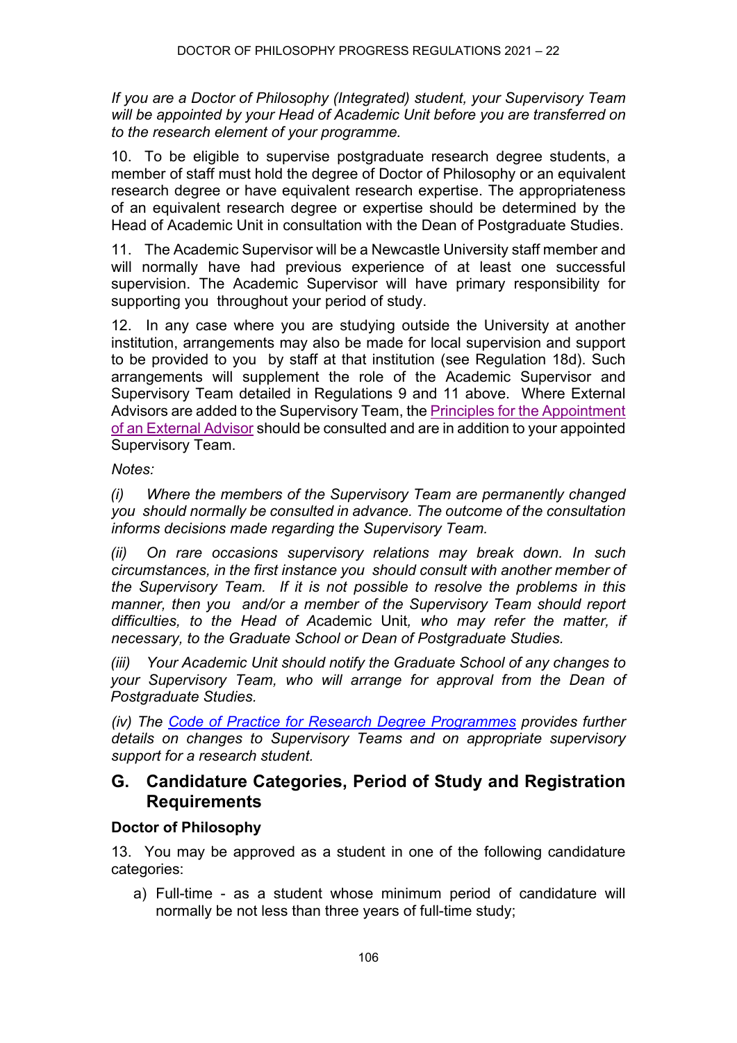*If you are a Doctor of Philosophy (Integrated) student, your Supervisory Team will be appointed by your Head of Academic Unit before you are transferred on to the research element of your programme.*

10. To be eligible to supervise postgraduate research degree students, a member of staff must hold the degree of Doctor of Philosophy or an equivalent research degree or have equivalent research expertise. The appropriateness of an equivalent research degree or expertise should be determined by the Head of Academic Unit in consultation with the Dean of Postgraduate Studies.

11. The Academic Supervisor will be a Newcastle University staff member and will normally have had previous experience of at least one successful supervision. The Academic Supervisor will have primary responsibility for supporting you throughout your period of study.

12. In any case where you are studying outside the University at another institution, arrangements may also be made for local supervision and support to be provided to you by staff at that institution (see Regulation 18d). Such arrangements will supplement the role of the Academic Supervisor and Supervisory Team detailed in Regulations 9 and 11 above. Where External Advisors are added to the Supervisory Team, the [Principles for the Appointment of an External Advisor] should be consulted and are in addition to your appointed Supervisory Team.

*Notes:*

*(i) Where the members of the Supervisory Team are permanently changed you should normally be consulted in advance. The outcome of the consultation informs decisions made regarding the Supervisory Team.*

*(ii) On rare occasions supervisory relations may break down. In such circumstances, in the first instance you should consult with another member of the Supervisory Team. If it is not possible to resolve the problems in this manner, then you and/or a member of the Supervisory Team should report difficulties, to the Head of* Academic Unit*, who may refer the matter, if necessary, to the Graduate School or Dean of Postgraduate Studies.*

*(iii) Your Academic Unit should notify the Graduate School of any changes to your Supervisory Team, who will arrange for approval from the Dean of Postgraduate Studies.*

*(iv) The [Code of Practice for Research Degree Programmes] provides further details on changes to Supervisory Teams and on appropriate supervisory support for a research student.*

## G. Candidature Categories, Period of Study and Registration Requirements

### Doctor of Philosophy

13. You may be approved as a student in one of the following candidature categories:

a) Full-time - as a student whose minimum period of candidature will normally be not less than three years of full-time study;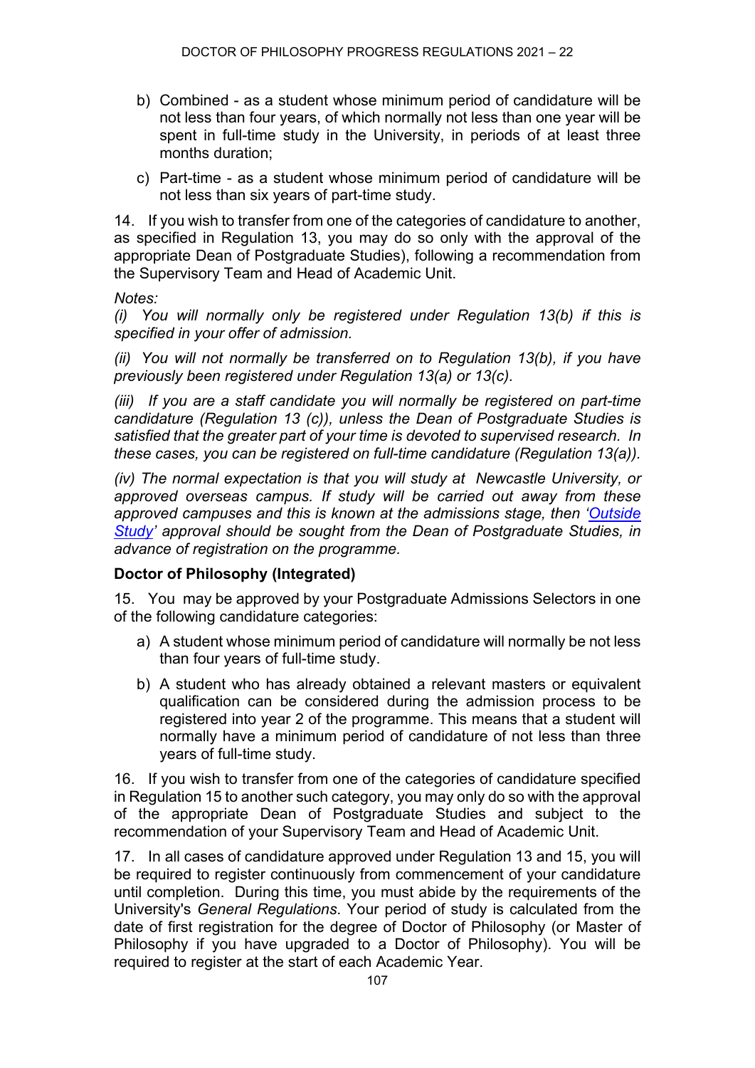b) Combined - as a student whose minimum period of candidature will be not less than four years, of which normally not less than one year will be spent in full-time study in the University, in periods of at least three months duration;

c) Part-time - as a student whose minimum period of candidature will be not less than six years of part-time study.

14. If you wish to transfer from one of the categories of candidature to another, as specified in Regulation 13, you may do so only with the approval of the appropriate Dean of Postgraduate Studies), following a recommendation from the Supervisory Team and Head of Academic Unit.

*Notes:*

*(i) You will normally only be registered under Regulation 13(b) if this is specified in your offer of admission.*

*(ii) You will not normally be transferred on to Regulation 13(b), if you have previously been registered under Regulation 13(a) or 13(c).*

*(iii) If you are a staff candidate you will normally be registered on part-time candidature (Regulation 13 (c)), unless the Dean of Postgraduate Studies is satisfied that the greater part of your time is devoted to supervised research. In these cases, you can be registered on full-time candidature (Regulation 13(a)).*

*(iv) The normal expectation is that you will study at Newcastle University, or approved overseas campus. If study will be carried out away from these approved campuses and this is known at the admissions stage, then 'Outside Study' approval should be sought from the Dean of Postgraduate Studies, in advance of registration on the programme.*

**Doctor of Philosophy (Integrated)**

15. You may be approved by your Postgraduate Admissions Selectors in one of the following candidature categories:

a) A student whose minimum period of candidature will normally be not less than four years of full-time study.

b) A student who has already obtained a relevant masters or equivalent qualification can be considered during the admission process to be registered into year 2 of the programme. This means that a student will normally have a minimum period of candidature of not less than three years of full-time study.

16. If you wish to transfer from one of the categories of candidature specified in Regulation 15 to another such category, you may only do so with the approval of the appropriate Dean of Postgraduate Studies and subject to the recommendation of your Supervisory Team and Head of Academic Unit.

17. In all cases of candidature approved under Regulation 13 and 15, you will be required to register continuously from commencement of your candidature until completion. During this time, you must abide by the requirements of the University's *General Regulations*. Your period of study is calculated from the date of first registration for the degree of Doctor of Philosophy (or Master of Philosophy if you have upgraded to a Doctor of Philosophy). You will be required to register at the start of each Academic Year.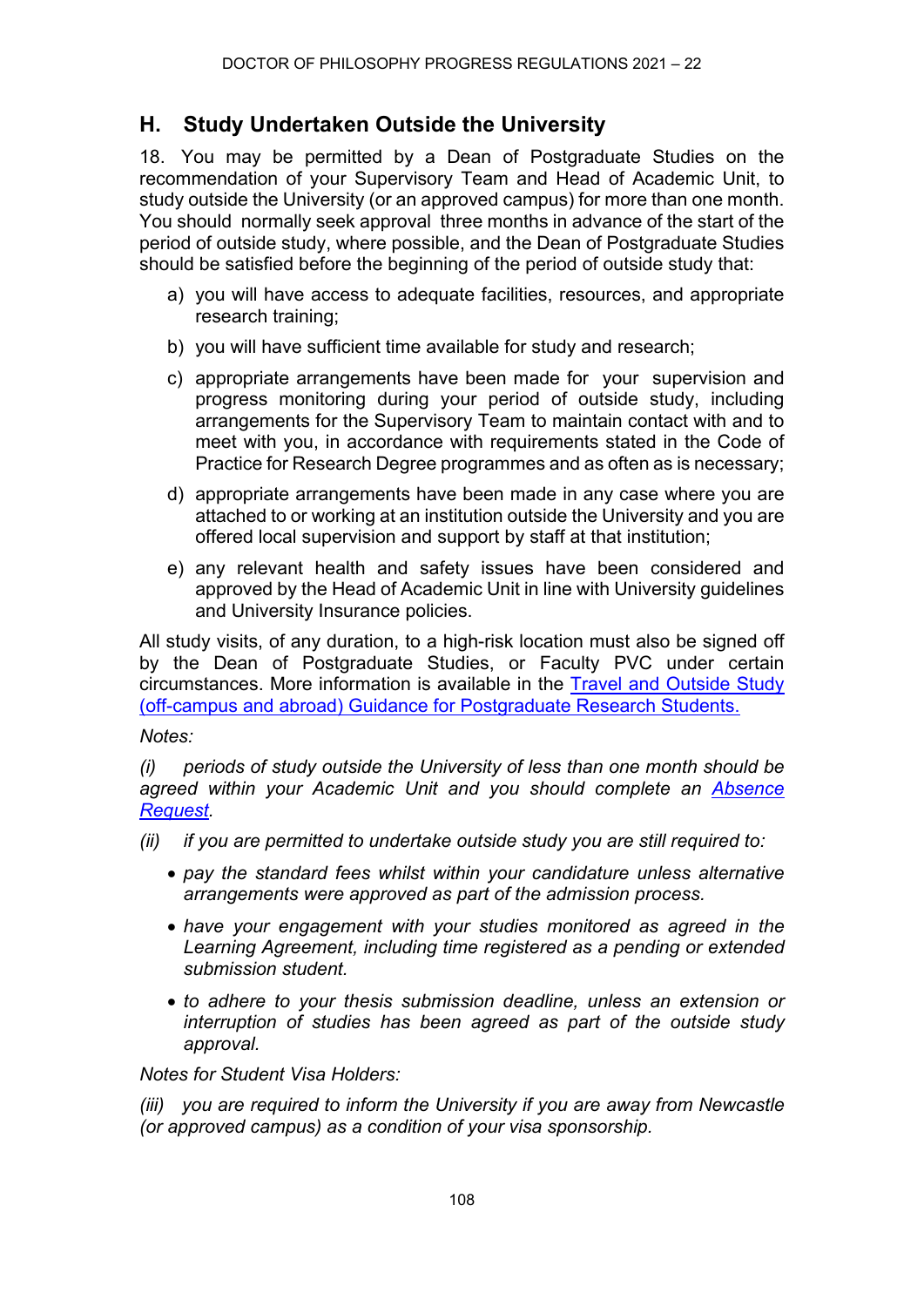## H. Study Undertaken Outside the University

18. You may be permitted by a Dean of Postgraduate Studies on the recommendation of your Supervisory Team and Head of Academic Unit, to study outside the University (or an approved campus) for more than one month. You should normally seek approval three months in advance of the start of the period of outside study, where possible, and the Dean of Postgraduate Studies should be satisfied before the beginning of the period of outside study that:

a) you will have access to adequate facilities, resources, and appropriate research training;

b) you will have sufficient time available for study and research;

c) appropriate arrangements have been made for your supervision and progress monitoring during your period of outside study, including arrangements for the Supervisory Team to maintain contact with and to meet with you, in accordance with requirements stated in the Code of Practice for Research Degree programmes and as often as is necessary;

d) appropriate arrangements have been made in any case where you are attached to or working at an institution outside the University and you are offered local supervision and support by staff at that institution;

e) any relevant health and safety issues have been considered and approved by the Head of Academic Unit in line with University guidelines and University Insurance policies.

All study visits, of any duration, to a high-risk location must also be signed off by the Dean of Postgraduate Studies, or Faculty PVC under certain circumstances. More information is available in the Travel and Outside Study (off-campus and abroad) Guidance for Postgraduate Research Students.

*Notes:*

*(i) periods of study outside the University of less than one month should be agreed within your Academic Unit and you should complete an Absence Request.*

*(ii) if you are permitted to undertake outside study you are still required to:*

- *pay the standard fees whilst within your candidature unless alternative arrangements were approved as part of the admission process.*
- *have your engagement with your studies monitored as agreed in the Learning Agreement, including time registered as a pending or extended submission student.*
- *to adhere to your thesis submission deadline, unless an extension or interruption of studies has been agreed as part of the outside study approval.*

*Notes for Student Visa Holders:*

*(iii) you are required to inform the University if you are away from Newcastle (or approved campus) as a condition of your visa sponsorship.*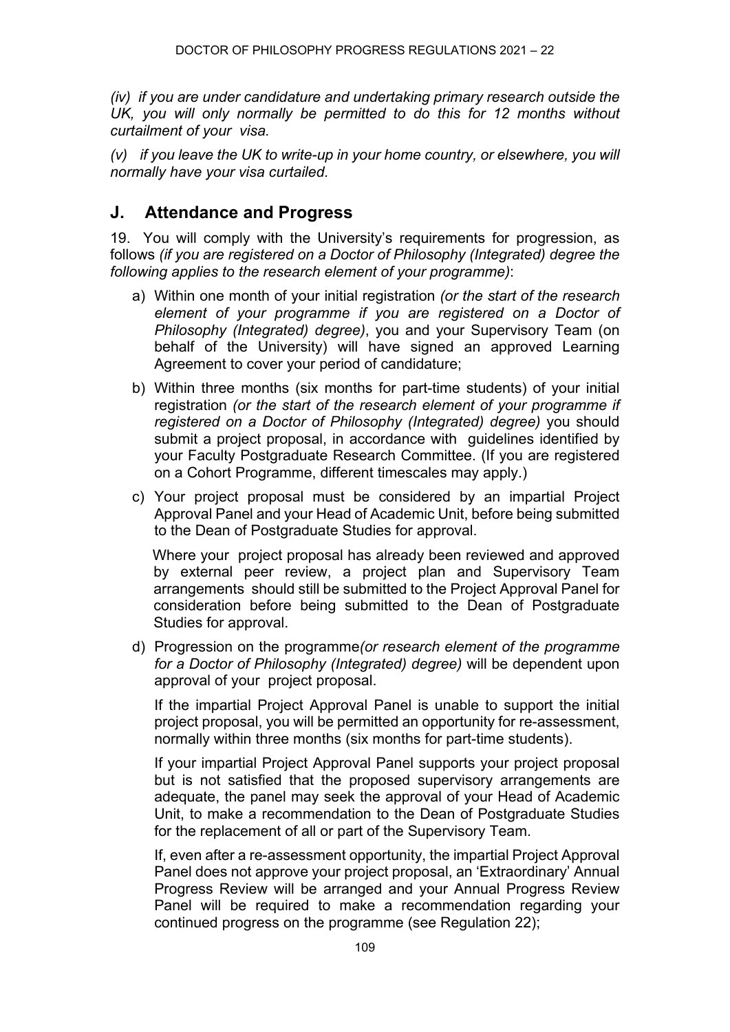*(iv) if you are under candidature and undertaking primary research outside the UK, you will only normally be permitted to do this for 12 months without curtailment of your visa.*

*(v) if you leave the UK to write-up in your home country, or elsewhere, you will normally have your visa curtailed.*

## J. Attendance and Progress

19. You will comply with the University's requirements for progression, as follows *(if you are registered on a Doctor of Philosophy (Integrated) degree the following applies to the research element of your programme)*:

a) Within one month of your initial registration *(or the start of the research element of your programme if you are registered on a Doctor of Philosophy (Integrated) degree)*, you and your Supervisory Team (on behalf of the University) will have signed an approved Learning Agreement to cover your period of candidature;

b) Within three months (six months for part-time students) of your initial registration *(or the start of the research element of your programme if registered on a Doctor of Philosophy (Integrated) degree)* you should submit a project proposal, in accordance with guidelines identified by your Faculty Postgraduate Research Committee. (If you are registered on a Cohort Programme, different timescales may apply.)

c) Your project proposal must be considered by an impartial Project Approval Panel and your Head of Academic Unit, before being submitted to the Dean of Postgraduate Studies for approval.

   Where your project proposal has already been reviewed and approved by external peer review, a project plan and Supervisory Team arrangements should still be submitted to the Project Approval Panel for consideration before being submitted to the Dean of Postgraduate Studies for approval.

d) Progression on the programme *(or research element of the programme for a Doctor of Philosophy (Integrated) degree)* will be dependent upon approval of your project proposal.

   If the impartial Project Approval Panel is unable to support the initial project proposal, you will be permitted an opportunity for re-assessment, normally within three months (six months for part-time students).

   If your impartial Project Approval Panel supports your project proposal but is not satisfied that the proposed supervisory arrangements are adequate, the panel may seek the approval of your Head of Academic Unit, to make a recommendation to the Dean of Postgraduate Studies for the replacement of all or part of the Supervisory Team.

   If, even after a re-assessment opportunity, the impartial Project Approval Panel does not approve your project proposal, an 'Extraordinary' Annual Progress Review will be arranged and your Annual Progress Review Panel will be required to make a recommendation regarding your continued progress on the programme (see Regulation 22);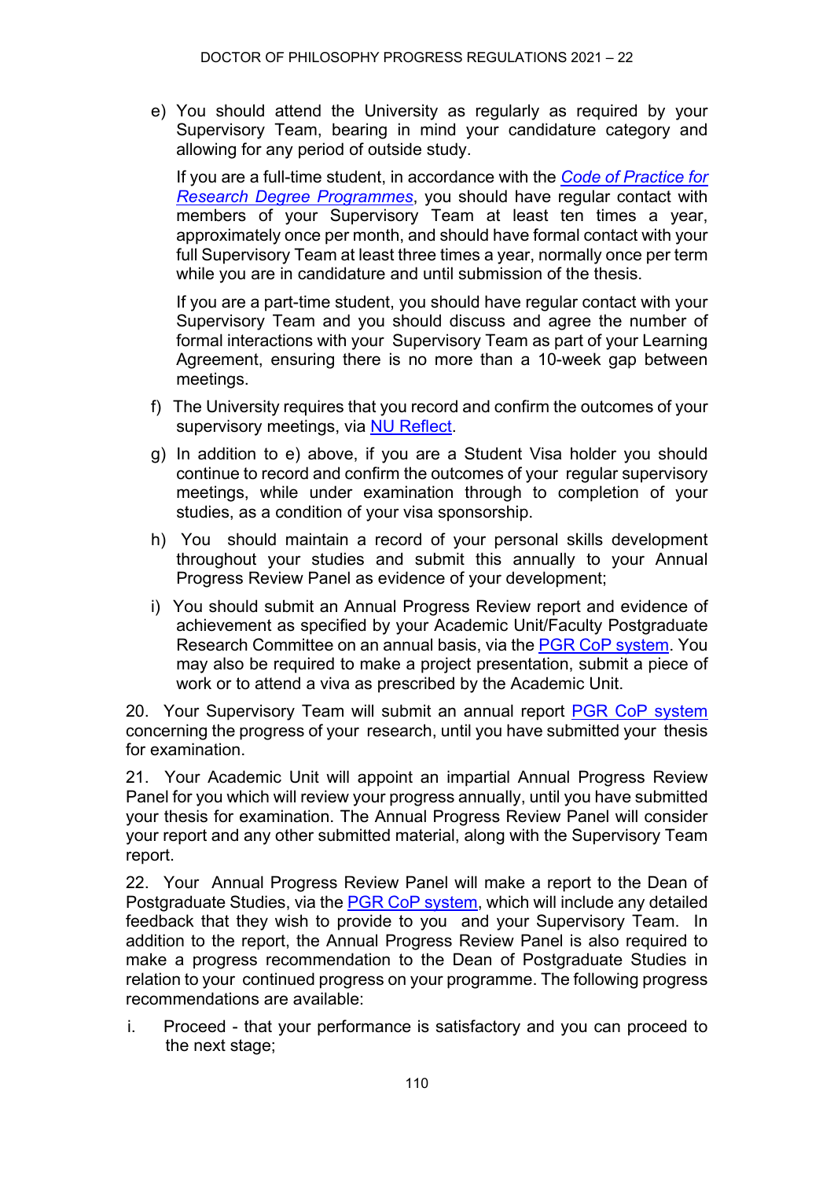e) You should attend the University as regularly as required by your Supervisory Team, bearing in mind your candidature category and allowing for any period of outside study.

   If you are a full-time student, in accordance with the *Code of Practice for Research Degree Programmes*, you should have regular contact with members of your Supervisory Team at least ten times a year, approximately once per month, and should have formal contact with your full Supervisory Team at least three times a year, normally once per term while you are in candidature and until submission of the thesis.

   If you are a part-time student, you should have regular contact with your Supervisory Team and you should discuss and agree the number of formal interactions with your Supervisory Team as part of your Learning Agreement, ensuring there is no more than a 10-week gap between meetings.

f) The University requires that you record and confirm the outcomes of your supervisory meetings, via NU Reflect.

g) In addition to e) above, if you are a Student Visa holder you should continue to record and confirm the outcomes of your regular supervisory meetings, while under examination through to completion of your studies, as a condition of your visa sponsorship.

h) You should maintain a record of your personal skills development throughout your studies and submit this annually to your Annual Progress Review Panel as evidence of your development;

i) You should submit an Annual Progress Review report and evidence of achievement as specified by your Academic Unit/Faculty Postgraduate Research Committee on an annual basis, via the PGR CoP system. You may also be required to make a project presentation, submit a piece of work or to attend a viva as prescribed by the Academic Unit.

20. Your Supervisory Team will submit an annual report PGR CoP system concerning the progress of your research, until you have submitted your thesis for examination.

21. Your Academic Unit will appoint an impartial Annual Progress Review Panel for you which will review your progress annually, until you have submitted your thesis for examination. The Annual Progress Review Panel will consider your report and any other submitted material, along with the Supervisory Team report.

22. Your Annual Progress Review Panel will make a report to the Dean of Postgraduate Studies, via the PGR CoP system, which will include any detailed feedback that they wish to provide to you and your Supervisory Team. In addition to the report, the Annual Progress Review Panel is also required to make a progress recommendation to the Dean of Postgraduate Studies in relation to your continued progress on your programme. The following progress recommendations are available:

i. Proceed - that your performance is satisfactory and you can proceed to the next stage;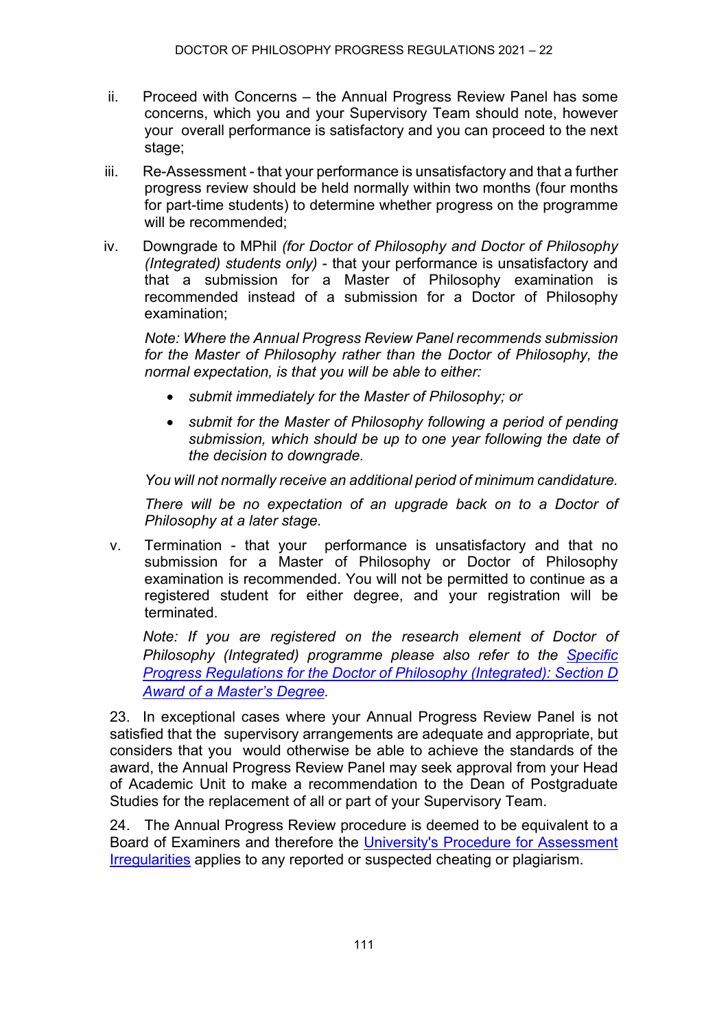ii. Proceed with Concerns – the Annual Progress Review Panel has some concerns, which you and your Supervisory Team should note, however your overall performance is satisfactory and you can proceed to the next stage;

iii. Re-Assessment - that your performance is unsatisfactory and that a further progress review should be held normally within two months (four months for part-time students) to determine whether progress on the programme will be recommended;

iv. Downgrade to MPhil *(for Doctor of Philosophy and Doctor of Philosophy (Integrated) students only)* - that your performance is unsatisfactory and that a submission for a Master of Philosophy examination is recommended instead of a submission for a Doctor of Philosophy examination;

   *Note: Where the Annual Progress Review Panel recommends submission for the Master of Philosophy rather than the Doctor of Philosophy, the normal expectation, is that you will be able to either:*

   - *submit immediately for the Master of Philosophy; or*
   - *submit for the Master of Philosophy following a period of pending submission, which should be up to one year following the date of the decision to downgrade.*

   *You will not normally receive an additional period of minimum candidature.*

   *There will be no expectation of an upgrade back on to a Doctor of Philosophy at a later stage.*

v. Termination - that your performance is unsatisfactory and that no submission for a Master of Philosophy or Doctor of Philosophy examination is recommended. You will not be permitted to continue as a registered student for either degree, and your registration will be terminated.

   *Note: If you are registered on the research element of Doctor of Philosophy (Integrated) programme please also refer to the [Specific Progress Regulations for the Doctor of Philosophy (Integrated): Section D Award of a Master's Degree](#).*

23. In exceptional cases where your Annual Progress Review Panel is not satisfied that the supervisory arrangements are adequate and appropriate, but considers that you would otherwise be able to achieve the standards of the award, the Annual Progress Review Panel may seek approval from your Head of Academic Unit to make a recommendation to the Dean of Postgraduate Studies for the replacement of all or part of your Supervisory Team.

24. The Annual Progress Review procedure is deemed to be equivalent to a Board of Examiners and therefore the [University's Procedure for Assessment Irregularities](#) applies to any reported or suspected cheating or plagiarism.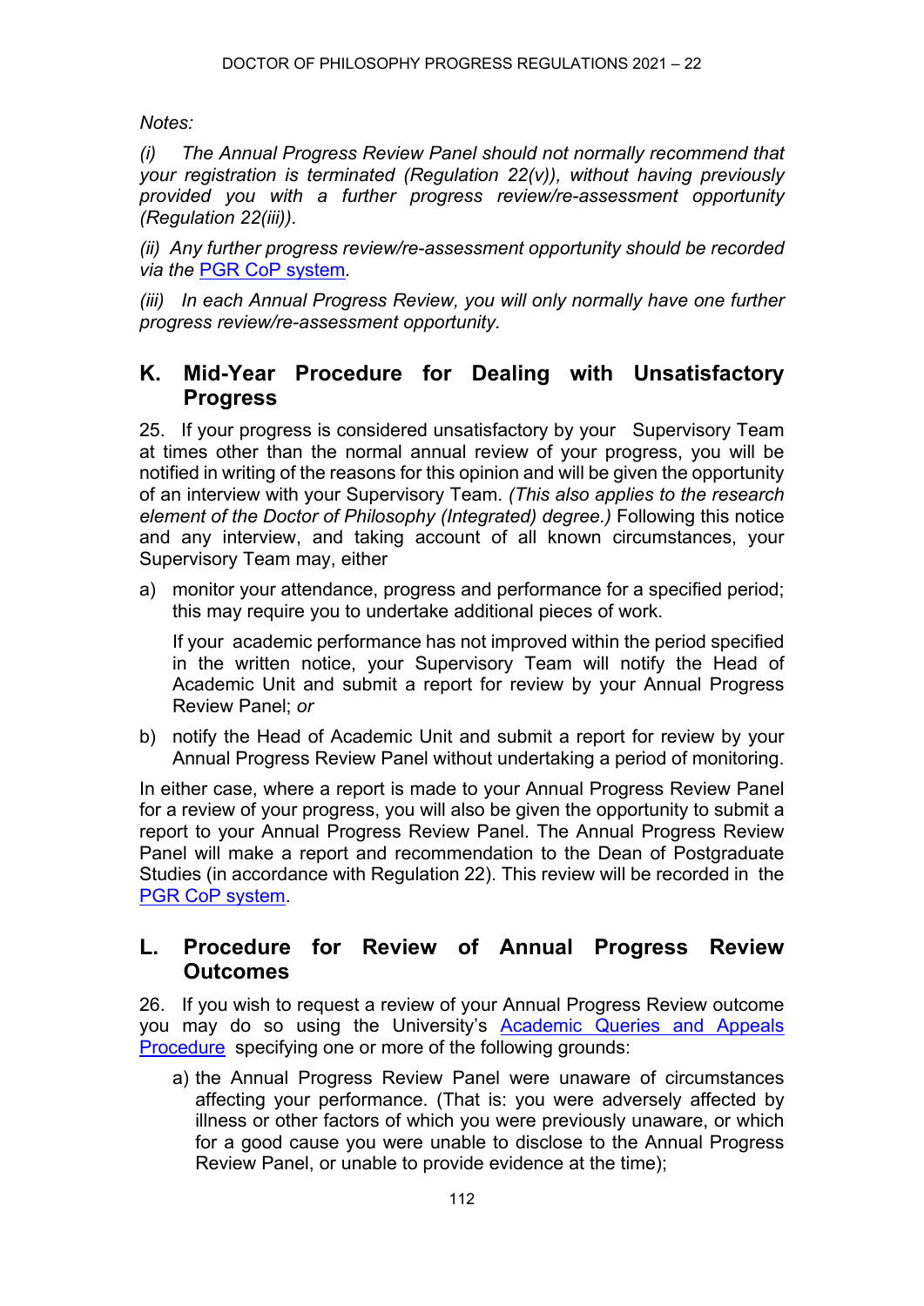*Notes:*

*(i) The Annual Progress Review Panel should not normally recommend that your registration is terminated (Regulation 22(v)), without having previously provided you with a further progress review/re-assessment opportunity (Regulation 22(iii)).*

*(ii) Any further progress review/re-assessment opportunity should be recorded via the* [PGR CoP system](). 

*(iii) In each Annual Progress Review, you will only normally have one further progress review/re-assessment opportunity.*

## K. Mid-Year Procedure for Dealing with Unsatisfactory Progress

25. If your progress is considered unsatisfactory by your Supervisory Team at times other than the normal annual review of your progress, you will be notified in writing of the reasons for this opinion and will be given the opportunity of an interview with your Supervisory Team. *(This also applies to the research element of the Doctor of Philosophy (Integrated) degree.)* Following this notice and any interview, and taking account of all known circumstances, your Supervisory Team may, either

a) monitor your attendance, progress and performance for a specified period; this may require you to undertake additional pieces of work.

   If your academic performance has not improved within the period specified in the written notice, your Supervisory Team will notify the Head of Academic Unit and submit a report for review by your Annual Progress Review Panel; *or*

b) notify the Head of Academic Unit and submit a report for review by your Annual Progress Review Panel without undertaking a period of monitoring.

In either case, where a report is made to your Annual Progress Review Panel for a review of your progress, you will also be given the opportunity to submit a report to your Annual Progress Review Panel. The Annual Progress Review Panel will make a report and recommendation to the Dean of Postgraduate Studies (in accordance with Regulation 22). This review will be recorded in the [PGR CoP system]().

## L. Procedure for Review of Annual Progress Review Outcomes

26. If you wish to request a review of your Annual Progress Review outcome you may do so using the University's [Academic Queries and Appeals Procedure]() specifying one or more of the following grounds:

a) the Annual Progress Review Panel were unaware of circumstances affecting your performance. (That is: you were adversely affected by illness or other factors of which you were previously unaware, or which for a good cause you were unable to disclose to the Annual Progress Review Panel, or unable to provide evidence at the time);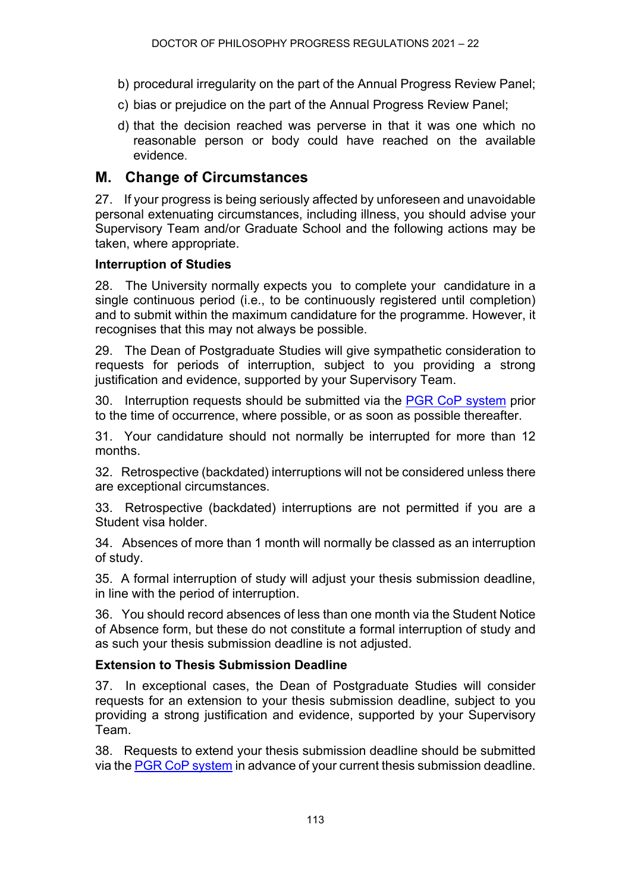b) procedural irregularity on the part of the Annual Progress Review Panel;

c) bias or prejudice on the part of the Annual Progress Review Panel;

d) that the decision reached was perverse in that it was one which no reasonable person or body could have reached on the available evidence.

## M. Change of Circumstances

27. If your progress is being seriously affected by unforeseen and unavoidable personal extenuating circumstances, including illness, you should advise your Supervisory Team and/or Graduate School and the following actions may be taken, where appropriate.

### Interruption of Studies

28. The University normally expects you to complete your candidature in a single continuous period (i.e., to be continuously registered until completion) and to submit within the maximum candidature for the programme. However, it recognises that this may not always be possible.

29. The Dean of Postgraduate Studies will give sympathetic consideration to requests for periods of interruption, subject to you providing a strong justification and evidence, supported by your Supervisory Team.

30. Interruption requests should be submitted via the [PGR CoP system]() prior to the time of occurrence, where possible, or as soon as possible thereafter.

31. Your candidature should not normally be interrupted for more than 12 months.

32. Retrospective (backdated) interruptions will not be considered unless there are exceptional circumstances.

33. Retrospective (backdated) interruptions are not permitted if you are a Student visa holder.

34. Absences of more than 1 month will normally be classed as an interruption of study.

35. A formal interruption of study will adjust your thesis submission deadline, in line with the period of interruption.

36. You should record absences of less than one month via the Student Notice of Absence form, but these do not constitute a formal interruption of study and as such your thesis submission deadline is not adjusted.

### Extension to Thesis Submission Deadline

37. In exceptional cases, the Dean of Postgraduate Studies will consider requests for an extension to your thesis submission deadline, subject to you providing a strong justification and evidence, supported by your Supervisory Team.

38. Requests to extend your thesis submission deadline should be submitted via the [PGR CoP system]() in advance of your current thesis submission deadline.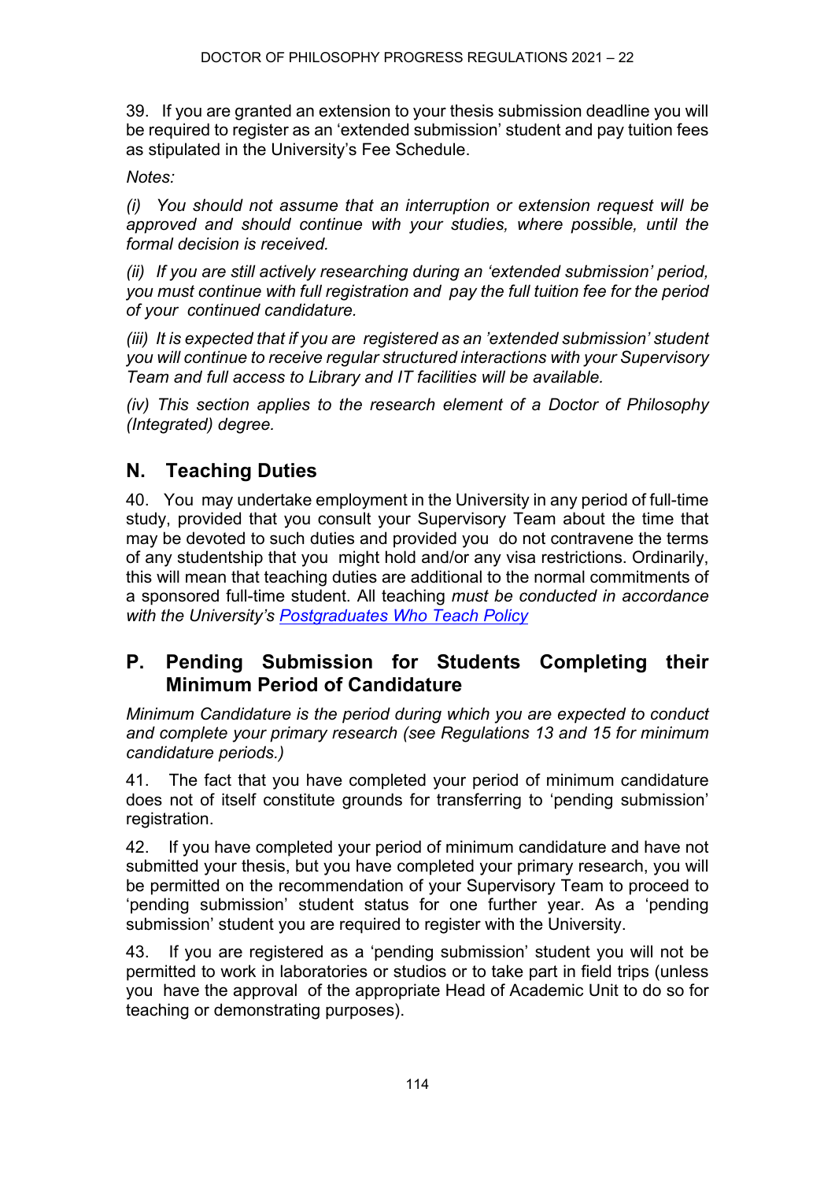39. If you are granted an extension to your thesis submission deadline you will be required to register as an 'extended submission' student and pay tuition fees as stipulated in the University's Fee Schedule.

*Notes:*

*(i) You should not assume that an interruption or extension request will be approved and should continue with your studies, where possible, until the formal decision is received.*

*(ii) If you are still actively researching during an 'extended submission' period, you must continue with full registration and pay the full tuition fee for the period of your continued candidature.*

*(iii) It is expected that if you are registered as an 'extended submission' student you will continue to receive regular structured interactions with your Supervisory Team and full access to Library and IT facilities will be available.*

*(iv) This section applies to the research element of a Doctor of Philosophy (Integrated) degree.*

## N. Teaching Duties

40. You may undertake employment in the University in any period of full-time study, provided that you consult your Supervisory Team about the time that may be devoted to such duties and provided you do not contravene the terms of any studentship that you might hold and/or any visa restrictions. Ordinarily, this will mean that teaching duties are additional to the normal commitments of a sponsored full-time student. All teaching *must be conducted in accordance with the University's Postgraduates Who Teach Policy*

## P. Pending Submission for Students Completing their Minimum Period of Candidature

*Minimum Candidature is the period during which you are expected to conduct and complete your primary research (see Regulations 13 and 15 for minimum candidature periods.)*

41. The fact that you have completed your period of minimum candidature does not of itself constitute grounds for transferring to 'pending submission' registration.

42. If you have completed your period of minimum candidature and have not submitted your thesis, but you have completed your primary research, you will be permitted on the recommendation of your Supervisory Team to proceed to 'pending submission' student status for one further year. As a 'pending submission' student you are required to register with the University.

43. If you are registered as a 'pending submission' student you will not be permitted to work in laboratories or studios or to take part in field trips (unless you have the approval of the appropriate Head of Academic Unit to do so for teaching or demonstrating purposes).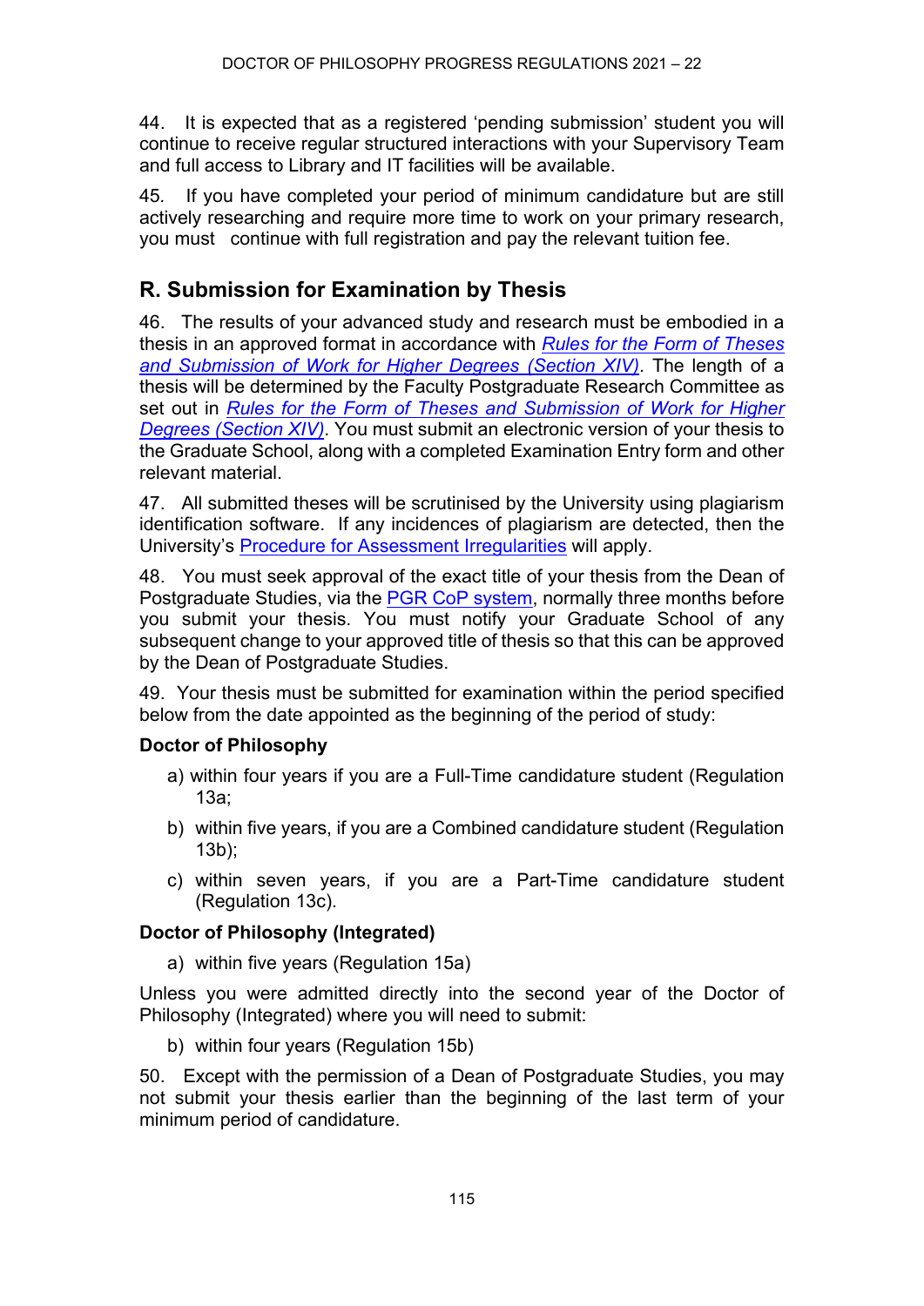44. It is expected that as a registered 'pending submission' student you will continue to receive regular structured interactions with your Supervisory Team and full access to Library and IT facilities will be available.

45. If you have completed your period of minimum candidature but are still actively researching and require more time to work on your primary research, you must continue with full registration and pay the relevant tuition fee.

## R. Submission for Examination by Thesis

46. The results of your advanced study and research must be embodied in a thesis in an approved format in accordance with *Rules for the Form of Theses and Submission of Work for Higher Degrees (Section XIV)*. The length of a thesis will be determined by the Faculty Postgraduate Research Committee as set out in *Rules for the Form of Theses and Submission of Work for Higher Degrees (Section XIV)*. You must submit an electronic version of your thesis to the Graduate School, along with a completed Examination Entry form and other relevant material.

47. All submitted theses will be scrutinised by the University using plagiarism identification software. If any incidences of plagiarism are detected, then the University's Procedure for Assessment Irregularities will apply.

48. You must seek approval of the exact title of your thesis from the Dean of Postgraduate Studies, via the PGR CoP system, normally three months before you submit your thesis. You must notify your Graduate School of any subsequent change to your approved title of thesis so that this can be approved by the Dean of Postgraduate Studies.

49. Your thesis must be submitted for examination within the period specified below from the date appointed as the beginning of the period of study:

**Doctor of Philosophy**

a) within four years if you are a Full-Time candidature student (Regulation 13a;

b) within five years, if you are a Combined candidature student (Regulation 13b);

c) within seven years, if you are a Part-Time candidature student (Regulation 13c).

**Doctor of Philosophy (Integrated)**

a) within five years (Regulation 15a)

Unless you were admitted directly into the second year of the Doctor of Philosophy (Integrated) where you will need to submit:

b) within four years (Regulation 15b)

50. Except with the permission of a Dean of Postgraduate Studies, you may not submit your thesis earlier than the beginning of the last term of your minimum period of candidature.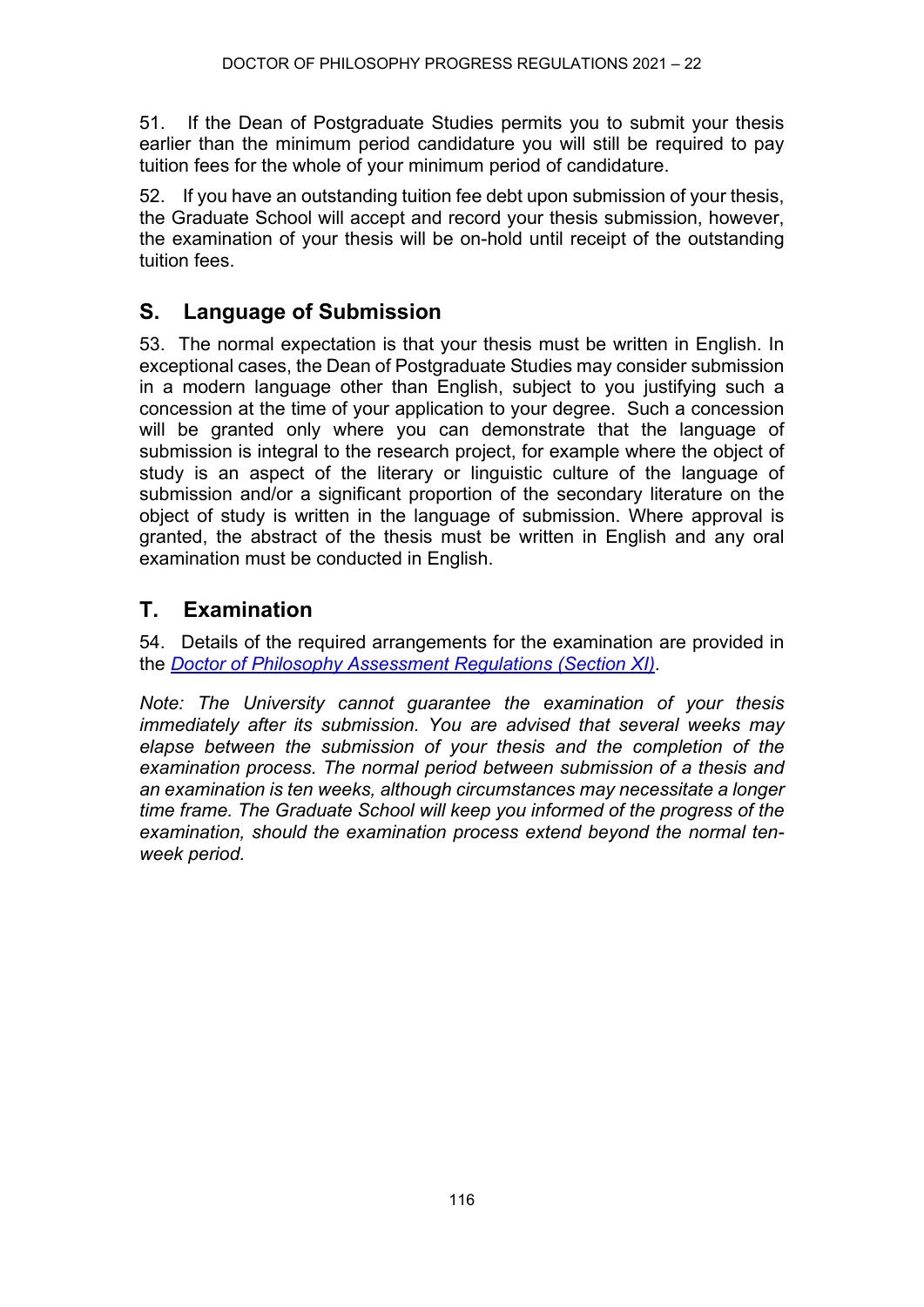51. If the Dean of Postgraduate Studies permits you to submit your thesis earlier than the minimum period candidature you will still be required to pay tuition fees for the whole of your minimum period of candidature.

52. If you have an outstanding tuition fee debt upon submission of your thesis, the Graduate School will accept and record your thesis submission, however, the examination of your thesis will be on-hold until receipt of the outstanding tuition fees.

## S. Language of Submission

53. The normal expectation is that your thesis must be written in English. In exceptional cases, the Dean of Postgraduate Studies may consider submission in a modern language other than English, subject to you justifying such a concession at the time of your application to your degree. Such a concession will be granted only where you can demonstrate that the language of submission is integral to the research project, for example where the object of study is an aspect of the literary or linguistic culture of the language of submission and/or a significant proportion of the secondary literature on the object of study is written in the language of submission. Where approval is granted, the abstract of the thesis must be written in English and any oral examination must be conducted in English.

## T. Examination

54. Details of the required arrangements for the examination are provided in the *Doctor of Philosophy Assessment Regulations (Section XI)*.

*Note: The University cannot guarantee the examination of your thesis immediately after its submission. You are advised that several weeks may elapse between the submission of your thesis and the completion of the examination process. The normal period between submission of a thesis and an examination is ten weeks, although circumstances may necessitate a longer time frame. The Graduate School will keep you informed of the progress of the examination, should the examination process extend beyond the normal ten-week period.*